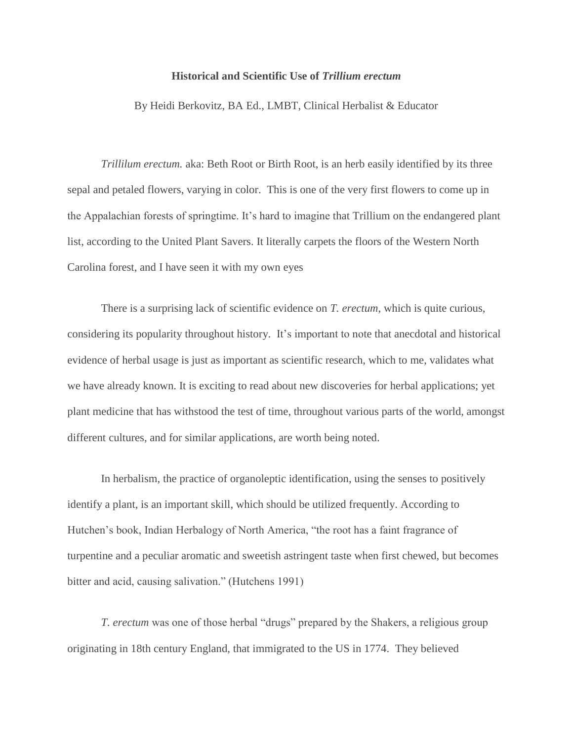**Historical and Scientific Use of *Trillium erectum***

By Heidi Berkovitz, BA Ed., LMBT, Clinical Herbalist & Educator

*Trillilum erectum.* aka: Beth Root or Birth Root, is an herb easily identified by its three sepal and petaled flowers, varying in color. This is one of the very first flowers to come up in the Appalachian forests of springtime. It's hard to imagine that Trillium on the endangered plant list, according to the United Plant Savers. It literally carpets the floors of the Western North Carolina forest, and I have seen it with my own eyes

There is a surprising lack of scientific evidence on *T. erectum*, which is quite curious, considering its popularity throughout history. It's important to note that anecdotal and historical evidence of herbal usage is just as important as scientific research, which to me, validates what we have already known. It is exciting to read about new discoveries for herbal applications; yet plant medicine that has withstood the test of time, throughout various parts of the world, amongst different cultures, and for similar applications, are worth being noted.

In herbalism, the practice of organoleptic identification, using the senses to positively identify a plant, is an important skill, which should be utilized frequently. According to Hutchen's book, Indian Herbalogy of North America, "the root has a faint fragrance of turpentine and a peculiar aromatic and sweetish astringent taste when first chewed, but becomes bitter and acid, causing salivation." (Hutchens 1991)

*T. erectum* was one of those herbal "drugs" prepared by the Shakers, a religious group originating in 18th century England, that immigrated to the US in 1774. They believed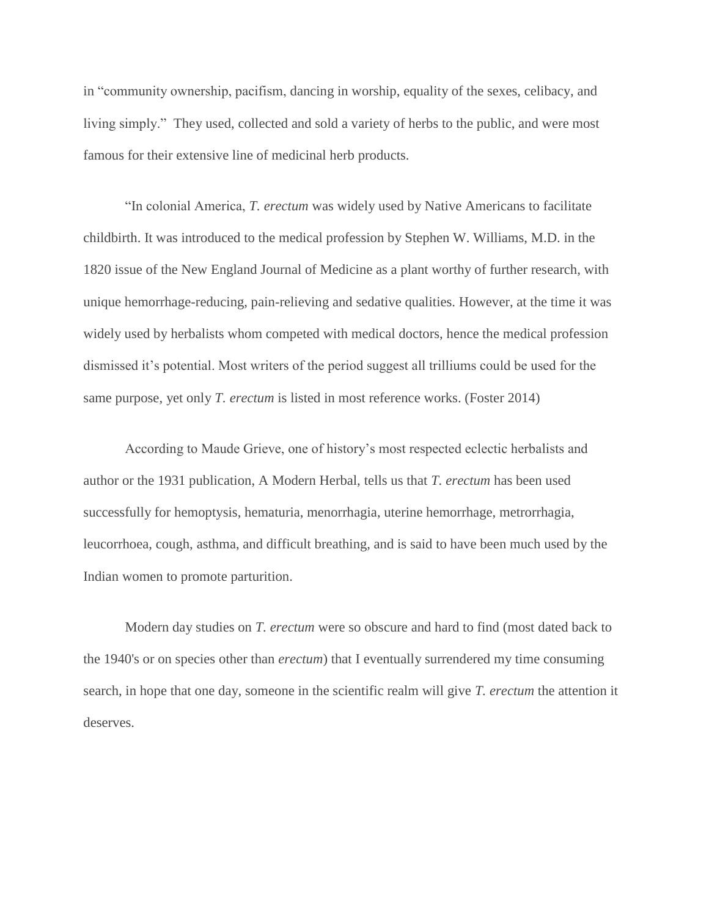in "community ownership, pacifism, dancing in worship, equality of the sexes, celibacy, and living simply." They used, collected and sold a variety of herbs to the public, and were most famous for their extensive line of medicinal herb products.

"In colonial America, *T. erectum* was widely used by Native Americans to facilitate childbirth. It was introduced to the medical profession by Stephen W. Williams, M.D. in the 1820 issue of the New England Journal of Medicine as a plant worthy of further research, with unique hemorrhage-reducing, pain-relieving and sedative qualities. However, at the time it was widely used by herbalists whom competed with medical doctors, hence the medical profession dismissed it's potential. Most writers of the period suggest all trilliums could be used for the same purpose, yet only *T. erectum* is listed in most reference works. (Foster 2014)

According to Maude Grieve, one of history's most respected eclectic herbalists and author or the 1931 publication, A Modern Herbal, tells us that *T. erectum* has been used successfully for hemoptysis, hematuria, menorrhagia, uterine hemorrhage, metrorrhagia, leucorrhoea, cough, asthma, and difficult breathing, and is said to have been much used by the Indian women to promote parturition.

Modern day studies on *T. erectum* were so obscure and hard to find (most dated back to the 1940's or on species other than *erectum*) that I eventually surrendered my time consuming search, in hope that one day, someone in the scientific realm will give *T. erectum* the attention it deserves.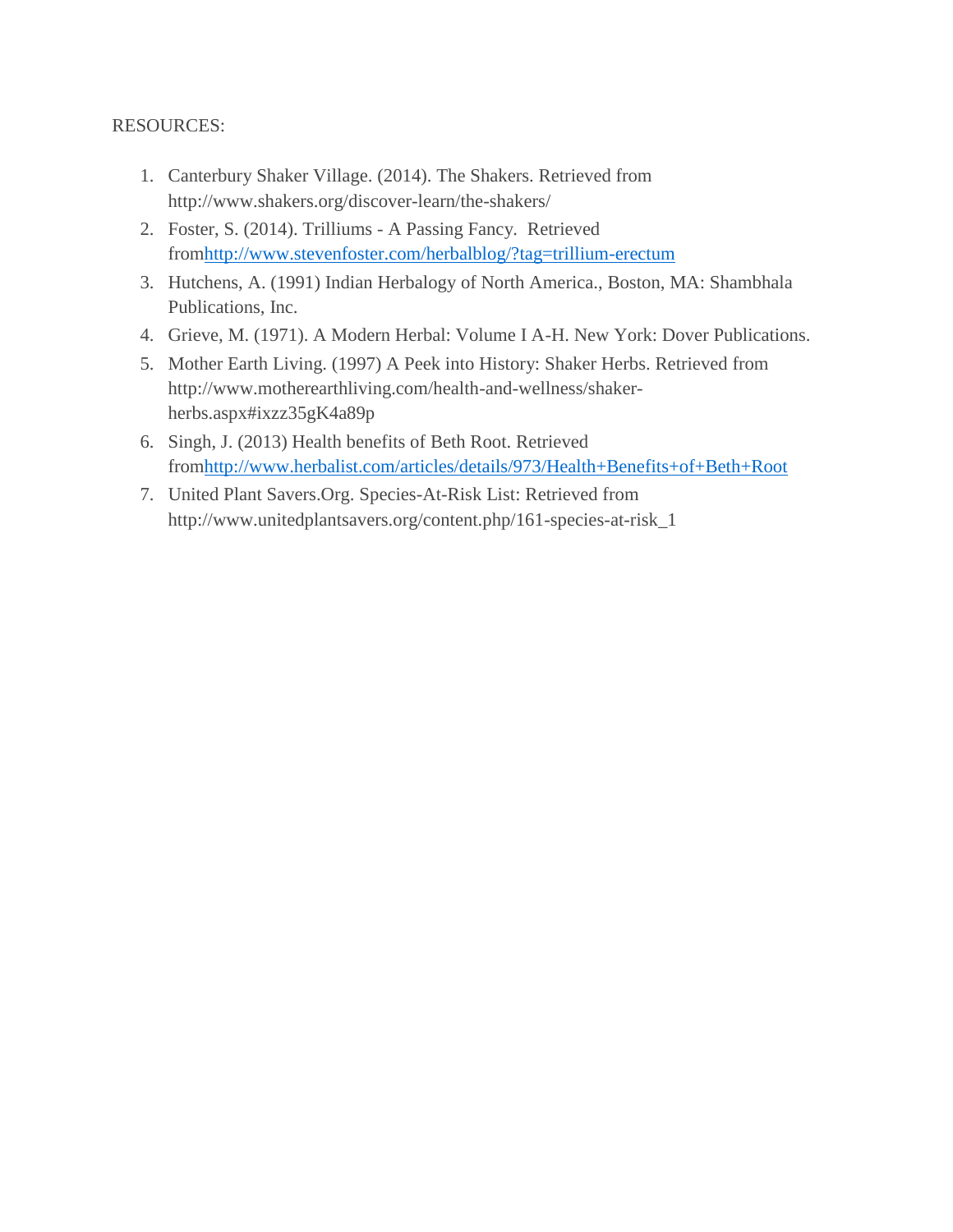RESOURCES:

1. Canterbury Shaker Village. (2014). The Shakers. Retrieved from http://www.shakers.org/discover-learn/the-shakers/
2. Foster, S. (2014). Trilliums - A Passing Fancy. Retrieved fromhttp://www.stevenfoster.com/herbalblog/?tag=trillium-erectum
3. Hutchens, A. (1991) Indian Herbalogy of North America., Boston, MA: Shambhala Publications, Inc.
4. Grieve, M. (1971). A Modern Herbal: Volume I A-H. New York: Dover Publications.
5. Mother Earth Living. (1997) A Peek into History: Shaker Herbs. Retrieved from http://www.motherearthliving.com/health-and-wellness/shaker-herbs.aspx#ixzz35gK4a89p
6. Singh, J. (2013) Health benefits of Beth Root. Retrieved fromhttp://www.herbalist.com/articles/details/973/Health+Benefits+of+Beth+Root
7. United Plant Savers.Org. Species-At-Risk List: Retrieved from http://www.unitedplantsavers.org/content.php/161-species-at-risk_1